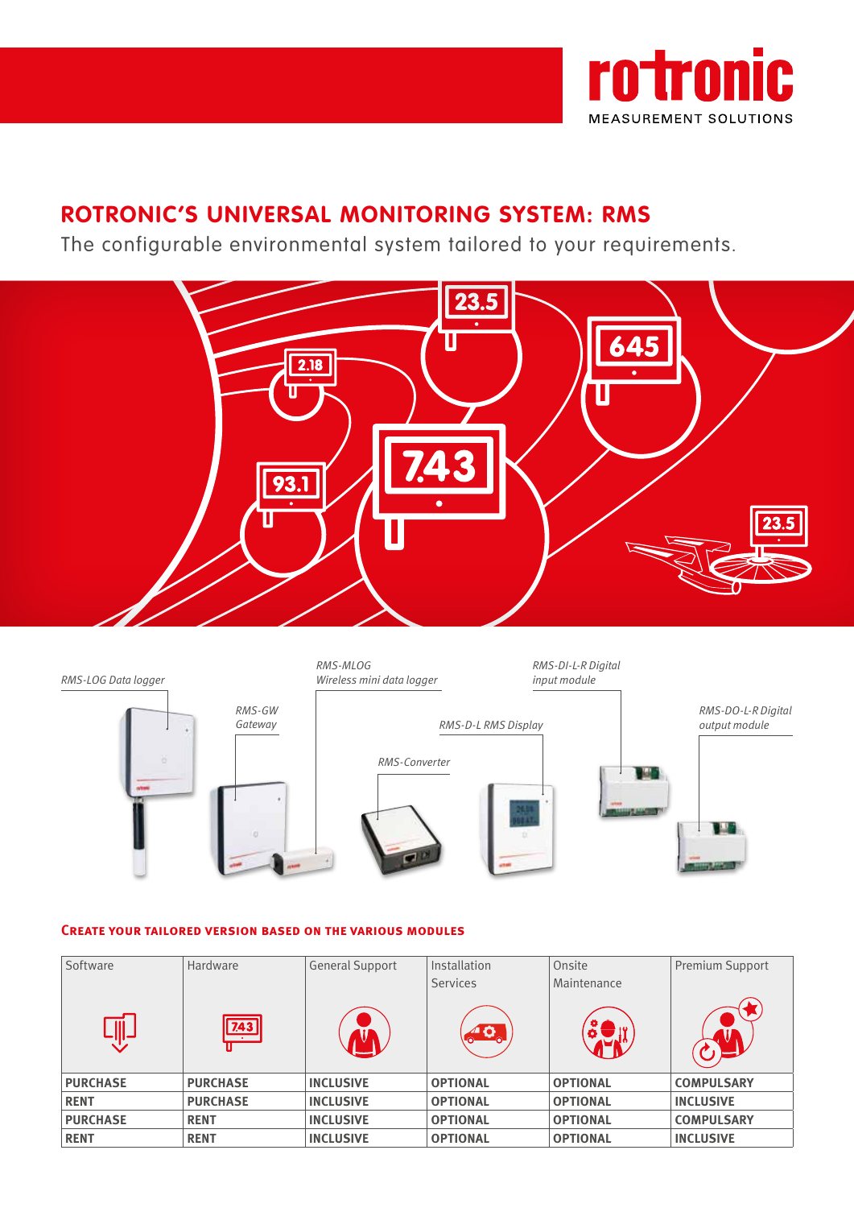# ROTRONIC'S UNIVERSAL MONITORING SYSTEM: RMS

The configurable environmental system tailored to your requirements.

*RMS-LOG Data logger*

*RMS-GW Gateway*

*RMS-MLOG Wireless mini data logger*

*RMS-Converter*

*RMS-D-L RMS Display*

*RMS-DI-L-R Digital input module*

*RMS-DO-L-R Digital output module*

## CREATE YOUR TAILORED VERSION BASED ON THE VARIOUS MODULES

| Software | Hardware | General Support | Installation Services | Onsite Maintenance | Premium Support |
|---|---|---|---|---|---|
| **PURCHASE** | **PURCHASE** | **INCLUSIVE** | **OPTIONAL** | **OPTIONAL** | **COMPULSARY** |
| **RENT** | **PURCHASE** | **INCLUSIVE** | **OPTIONAL** | **OPTIONAL** | **INCLUSIVE** |
| **PURCHASE** | **RENT** | **INCLUSIVE** | **OPTIONAL** | **OPTIONAL** | **COMPULSARY** |
| **RENT** | **RENT** | **INCLUSIVE** | **OPTIONAL** | **OPTIONAL** | **INCLUSIVE** |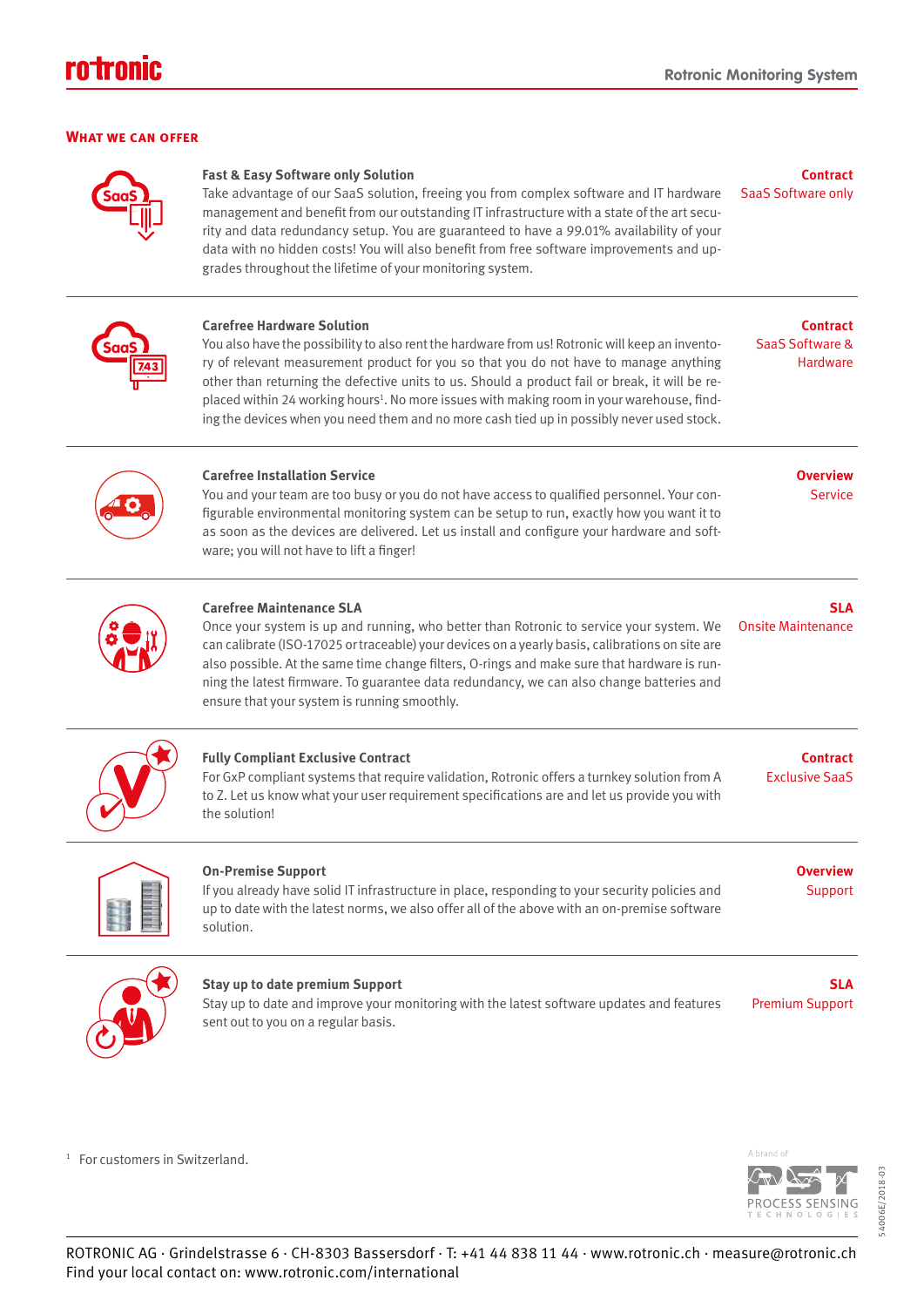## What we can offer

### Fast & Easy Software only Solution

Take advantage of our SaaS solution, freeing you from complex software and IT hardware management and benefit from our outstanding IT infrastructure with a state of the art security and data redundancy setup. You are guaranteed to have a 99.01% availability of your data with no hidden costs! You will also benefit from free software improvements and upgrades throughout the lifetime of your monitoring system.

**Contract**
SaaS Software only

### Carefree Hardware Solution

You also have the possibility to also rent the hardware from us! Rotronic will keep an inventory of relevant measurement product for you so that you do not have to manage anything other than returning the defective units to us. Should a product fail or break, it will be replaced within 24 working hours[1]. No more issues with making room in your warehouse, finding the devices when you need them and no more cash tied up in possibly never used stock.

**Contract**
SaaS Software & Hardware

### Carefree Installation Service

You and your team are too busy or you do not have access to qualified personnel. Your configurable environmental monitoring system can be setup to run, exactly how you want it to as soon as the devices are delivered. Let us install and configure your hardware and software; you will not have to lift a finger!

**Overview**
Service

### Carefree Maintenance SLA

Once your system is up and running, who better than Rotronic to service your system. We can calibrate (ISO-17025 or traceable) your devices on a yearly basis, calibrations on site are also possible. At the same time change filters, O-rings and make sure that hardware is running the latest firmware. To guarantee data redundancy, we can also change batteries and ensure that your system is running smoothly.

**SLA**
Onsite Maintenance

### Fully Compliant Exclusive Contract

For GxP compliant systems that require validation, Rotronic offers a turnkey solution from A to Z. Let us know what your user requirement specifications are and let us provide you with the solution!

**Contract**
Exclusive SaaS

### On-Premise Support

If you already have solid IT infrastructure in place, responding to your security policies and up to date with the latest norms, we also offer all of the above with an on-premise software solution.

**Overview**
Support

### Stay up to date premium Support

Stay up to date and improve your monitoring with the latest software updates and features sent out to you on a regular basis.

**SLA**
Premium Support

[1] For customers in Switzerland.

A brand of PST Process Sensing Technologies

54006E/2018-03

ROTRONIC AG · Grindelstrasse 6 · CH-8303 Bassersdorf · T: +41 44 838 11 44 · www.rotronic.ch · measure@rotronic.ch
Find your local contact on: www.rotronic.com/international